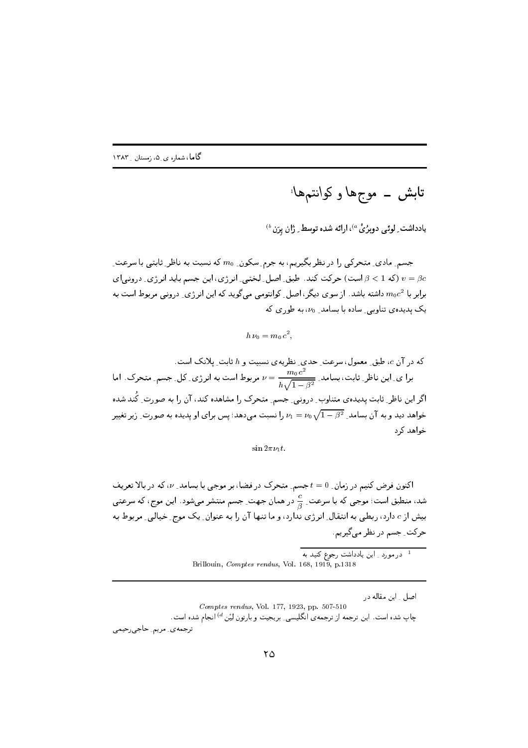# تابش ــ موج‌ها و کوانتم‌ها[1]

یادداشتِ لوئی دوبرُیْ [a]، ارائه شده توسطِ ژان پِرَن [b]

جسمِ مادیِ متحرکی را در نظر بگیریم، به جرمِ سکونِ $m_0$ که نسبت به ناظرِ ثابتی با سرعتِ $v = \beta c$ (که $\beta < 1$ است) حرکت کند. طبقِ اصلِ لختیِ انرژی، این جسم باید انرژیِ درونی‌ای برابر با $m_0 c^2$ داشته باشد. از سوی دیگر، اصلِ کوانتومی می‌گوید که این انرژیِ درونی مربوط است به یک پدیده‌ی تناوبیِ ساده با بسامدِ $\nu_0$، به طوری که

$$h\nu_0 = m_0 c^2,$$

که در آن $c$، طبقِ معمول، سرعتِ حدیِ نظریه‌ی نسبیت و $h$ ثابتِ پلانک است.

برای این ناظرِ ثابت، بسامدِ $\nu = \dfrac{m_0 c^2}{h\sqrt{1-\beta^2}}$ مربوط است به انرژیِ کلِ جسمِ متحرک. اما اگر این ناظرِ ثابت پدیده‌ی متناوبِ درونیِ جسمِ متحرک را مشاهده کند، آن را به صورتِ کُند شده خواهد دید و به آن بسامدِ $\nu_1 = \nu_0\sqrt{1-\beta^2}$ را نسبت می‌دهد؛ پس برای او پدیده به صورتِ زیر تغییر خواهد کرد

$$\sin 2\pi\nu_1 t.$$

اکنون فرض کنیم در زمانِ $t = 0$ جسمِ متحرک در فضا، بر موجی با بسامدِ $\nu$، که در بالا تعریف شد، منطبق است؛ موجی که با سرعتِ $\frac{c}{\beta}$ در همان جهتِ جسم منتشر می‌شود. این موج، که سرعتی بیش از $c$ دارد، ربطی به انتقالِ انرژی ندارد، و ما تنها آن را به عنوانِ یک موجِ خیالیِ مربوط به حرکتِ جسم در نظر می‌گیریم.

---

[1] درموردِ این یادداشت رجوع کنید به
Brillouin, *Comptes rendus*, Vol. 168, 1919, p.1318

---

اصلِ این مقاله در
*Comptes rendus*, Vol. 177, 1923, pp. 507-510
چاپ شده است. این ترجمه از ترجمه‌ی انگلیسیِ بریجیت و بارتون لِیْن [d] انجام شده است.
ترجمه‌ی مریمِ حاجی‌رحیمی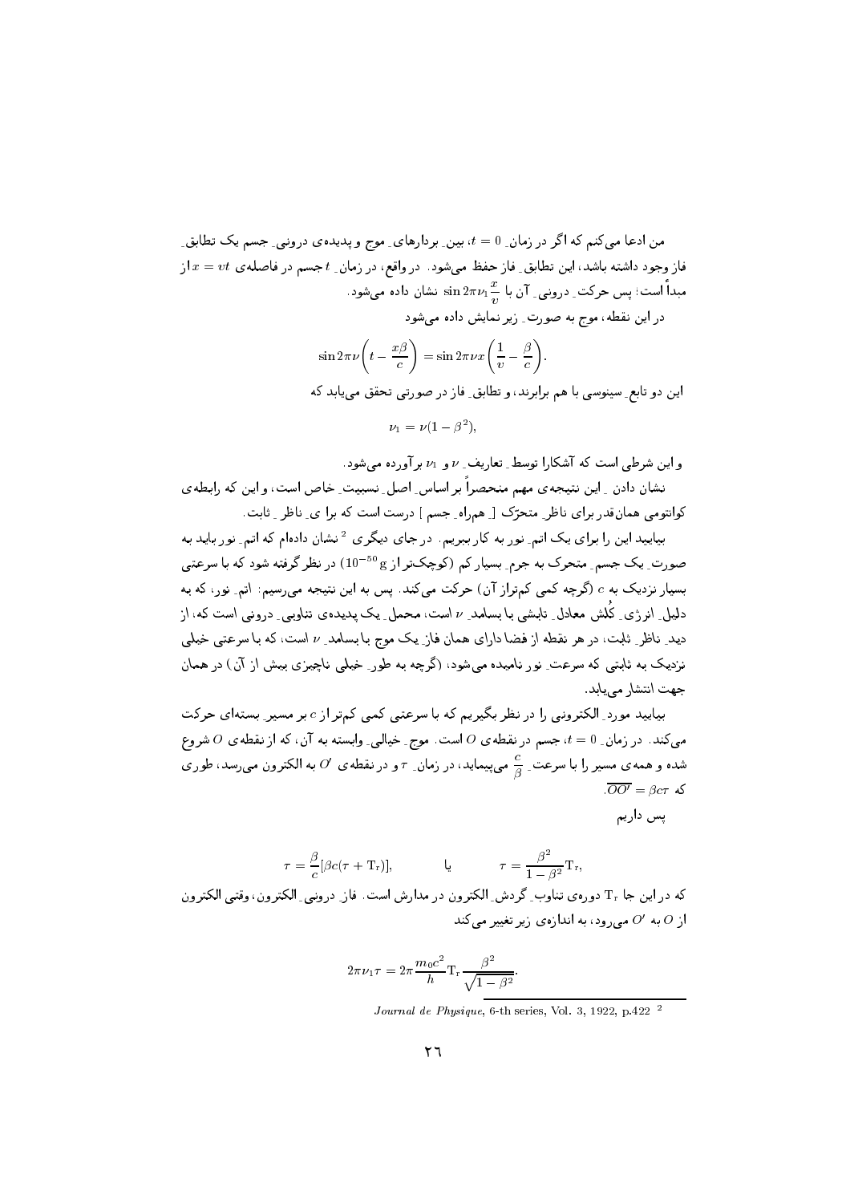من ادعا می‌کنم که اگر در زمانِ $t=0$، بینِ بردارهایِ موج و پدیده‌ی درونیِ جسم یک تطابقِ فاز وجود داشته باشد، این تطابقِ فاز حفظ می‌شود. در واقع، در زمانِ $t$ جسم در فاصله‌ی $x=vt$ از مبدأ است؛ پس حرکتِ درونیِ آن با $\sin 2\pi\nu_1 \frac{x}{v}$ نشان داده می‌شود.

در این نقطه، موج به صورتِ زیر نمایش داده می‌شود

$$\sin 2\pi\nu\left(t-\frac{x\beta}{c}\right)=\sin 2\pi\nu x\left(\frac{1}{v}-\frac{\beta}{c}\right).$$

این دو تابعِ سینوسی با هم برابرند، و تطابقِ فاز در صورتی تحقق می‌یابد که

$$\nu_1=\nu(1-\beta^2),$$

و این شرطی است که آشکارا توسطِ تعاریفِ $\nu$ و $\nu_1$ برآورده می‌شود.

نشان دادن ِ این نتیجه‌ی مهم منحصراً بر اساسِ اصلِ نسبیتِ خاص است، و این که رابطه‌ی کوانتومی همان‌قدر برای ناظرِ متحرّک [ِ همراهِ جسم ] درست است که برا یِ ناظر ِ ثابت.

بیایید این را برای یک اتمِ نور به کار ببریم. در جای دیگری [2] نشان داده‌ام که اتمِ نور باید به صورتِ یک جسمِ متحرک به جرمِ بسیار کم (کوچک‌تر از $10^{-50}\,\mathrm{g}$) در نظر گرفته شود که با سرعتی بسیار نزدیک به $c$ (گرچه کمی کم‌تراز آن) حرکت می‌کند. پس به این نتیجه می‌رسیم: اتمِ نور، که به دلیلِ انرژیِ کُلش معادلِ تابشی با بسامدِ $\nu$ است، محملِ یک پدیده‌ی تناوبیِ درونی است که، از دیدِ ناظرِ ثابت، در هر نقطه از فضا دارای همان فازِ یک موج با بسامدِ $\nu$ است، که با سرعتی خیلی نزدیک به ثابتی که سرعتِ نور نامیده می‌شود، (گرچه به طورِ خیلی ناچیزی بیش از آن) در همان جهت انتشار می‌یابد.

بیایید موردِ الکترونی را در نظر بگیریم که با سرعتی کمی کم‌تر از $c$ بر مسیرِ بسته‌ای حرکت می‌کند. در زمانِ $t=0$، جسم در نقطه‌ی $O$ است. موجِ خیالیِ وابسته به آن، که از نقطه‌ی $O$ شروع شده و همه‌ی مسیر را با سرعتِ $\frac{c}{\beta}$ می‌پیماید، در زمانِ $\tau$ و در نقطه‌ی $O'$ به الکترون می‌رسد، طوری که $\overline{OO'}=\beta c\tau$.

پس داریم

$$\tau=\frac{\beta}{c}[\beta c(\tau+\mathrm{T_r})], \qquad \text{یا} \qquad \tau=\frac{\beta^2}{1-\beta^2}\mathrm{T_r},$$

که در این جا $\mathrm{T_r}$ دوره‌ی تناوبِ گردشِ الکترون در مدارش است. فازِ درونیِ الکترون، وقتی الکترون از $O$ به $O'$ می‌رود، به اندازه‌ی زیر تغییر می‌کند

$$2\pi\nu_1\tau=2\pi\frac{m_0c^2}{h}\mathrm{T_r}\frac{\beta^2}{\sqrt{1-\beta^2}}.$$

---

[2] *Journal de Physique*, 6-th series, Vol. 3, 1922, p.422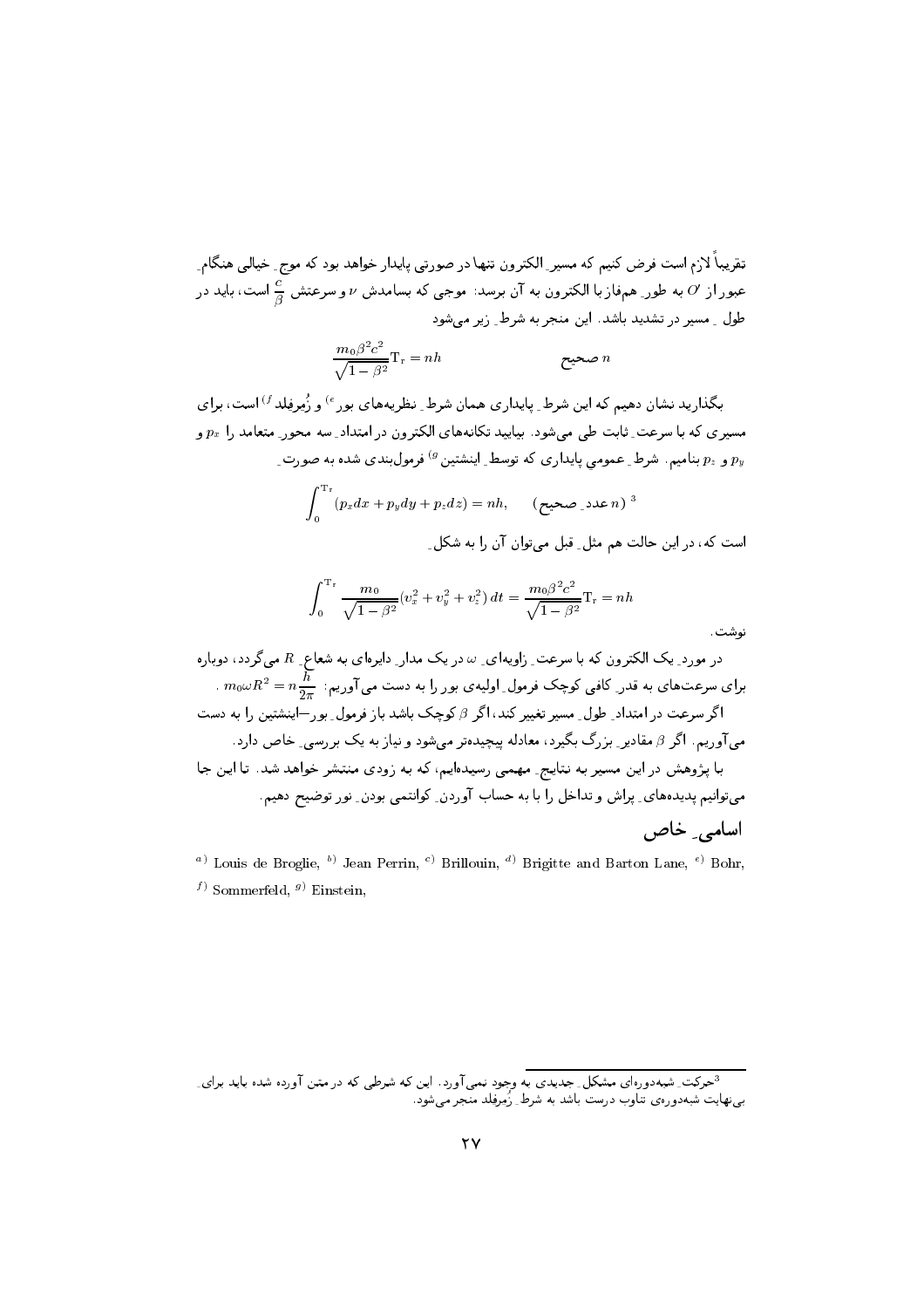تقریباً لازم است فرض کنیم که مسیر ِ الکترون تنها در صورتی پایدار خواهد بود که موج ِ خیالی هنگام ِ عبور از $O'$ به طور ِ هم‌فاز با الکترون به آن برسد: موجی که بسامدش $\nu$ و سرعتش $\frac{c}{\beta}$ است، باید در طول ِ مسیر در تشدید باشد. این منجر به شرط ِ زیر می‌شود

$$\frac{m_0 \beta^2 c^2}{\sqrt{1-\beta^2}} \mathrm{T_r} = nh \qquad \text{صحیح } n$$

بگذارید نشان دهیم که این شرط ِ پایداری همان شرط ِ نظریه‌های بور[e] و زُمرفِلد[f] است، برای مسیری که با سرعت ِ ثابت طی می‌شود. بیایید تکانه‌های الکترون در امتداد ِ سه محور ِ متعامد را $p_x$ و $p_y$ و $p_z$ بنامیم. شرط ِ عمومی پایداری که توسط ِ اینشتین[g] فرمول‌بندی شده به صورت ِ

$$\int_0^{\mathrm{T_r}} (p_x dx + p_y dy + p_z dz) = nh, \qquad (\text{عدد ِ صحیح } n)$$ [3]

است که، در این حالت هم مثل ِ قبل می‌توان آن را به شکل ِ

$$\int_0^{\mathrm{T_r}} \frac{m_0}{\sqrt{1-\beta^2}} (v_x^2 + v_y^2 + v_z^2)\, dt = \frac{m_0 \beta^2 c^2}{\sqrt{1-\beta^2}} \mathrm{T_r} = nh$$

نوشت.

در مورد ِ یک الکترون که با سرعت ِ زاویه‌ای ِ $\omega$ در یک مدار ِ دایره‌ای به شعاع ِ $R$ می‌گردد، دوباره برای سرعت‌های به قدر ِ کافی کوچک فرمول ِ اولیه‌ی بور را به دست می‌آوریم: $m_0 \omega R^2 = n\frac{h}{2\pi}$.

اگر سرعت در امتداد ِ طول ِ مسیر تغییر کند، اگر $\beta$ کوچک باشد باز فرمول ِ بور—اینشتین را به دست می‌آوریم. اگر $\beta$ مقادیر ِ بزرگ بگیرد، معادله پیچیده‌تر می‌شود و نیاز به یک بررسی ِ خاص دارد.

با پژوهش در این مسیر به نتایج ِ مهمی رسیده‌ایم، که به زودی منتشر خواهد شد. تا این جا می‌توانیم پدیده‌های ِ پراش و تداخل را با به حساب آوردن ِ کوانتمی بودن ِ نور توضیح دهیم.

## اسامی ِ خاص

[a] Louis de Broglie, [b] Jean Perrin, [c] Brillouin, [d] Brigitte and Barton Lane, [e] Bohr, [f] Sommerfeld, [g] Einstein,

---

[3] حرکت ِ شبه‌دوره‌ای مشکل ِ جدیدی به وجود نمی‌آورد. این که شرطی که در متن آورده شده باید برای ِ بی‌نهایت شبه‌دوره‌ی تناوب درست باشد به شرط ِ زُمرفِلد منجر می‌شود.